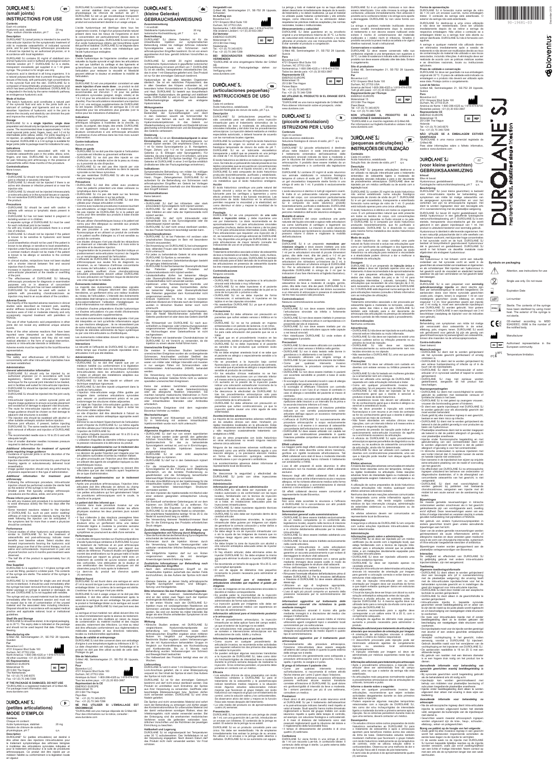# DUROLANE® SJ (small joints)

## INSTRUCTIONS FOR USE

### Contents

Each ml contains:

Hyaluronic acid, stabilized 20 mg

Phys. sodium chloride solution, pH 7 q.s.

### Description

### Mode of Action

### Dosage

### Indications

### Contraindications

None known.

### Warnings

### Precautions

### Adverse Events

### Interactions

### Administration

### Performance

### How Supplied

### Shelf life and Storage

### Manufacturing site

Q-Med AB, Seminariegatan 21, SE-752 28 Uppsala, Sweden

### Manufacturer

Bioventus LLC

4721 Emperor Blvd Suite 100

Durham, NC 27703 USA

### IF THE PACKAGE IS DAMAGED, DO NOT USE

*DUROLANE is a registered trademark of Q-Med AB.

For package insert information visit: www.durolane.com

# DUROLANE® SJ (petites articulations) MODE D'EMPLOI

# DUROLANE® SJ (kleine Gelenke) GEBRAUCHSANWEISUNG

# DUROLANE® SJ (articulaciones pequeñas) INSTRUCCIONES DE USO

# DUROLANE® SJ (piccole articolazioni) ISTRUZIONI PER L'USO

# DUROLANE® SJ (pequenas articulações) INSTRUÇÕES DE UTILIZAÇÃO

# DUROLANE® SJ (voor kleine gewrichten) GEBRUIKSAANWIJZING

# DUROLANE® SJ

hyaluronic acid, stabilized single injection

bioventus

90-19681-03

December 2018

## Symbols on packaging

- Attention, see instructions for use
- Single use only. Do not reuse
- Expiration Date
- Lot number
- Sterile. The contents of the syringe have been sterilized by using moist heat. The exterior of the syringe is not sterile.
- CE-marked according to MDD 93/42/EEC. 0086 is the number of the notified body.
- Manufacturer
- Authorized representative in the European community.
- Temperature limitation.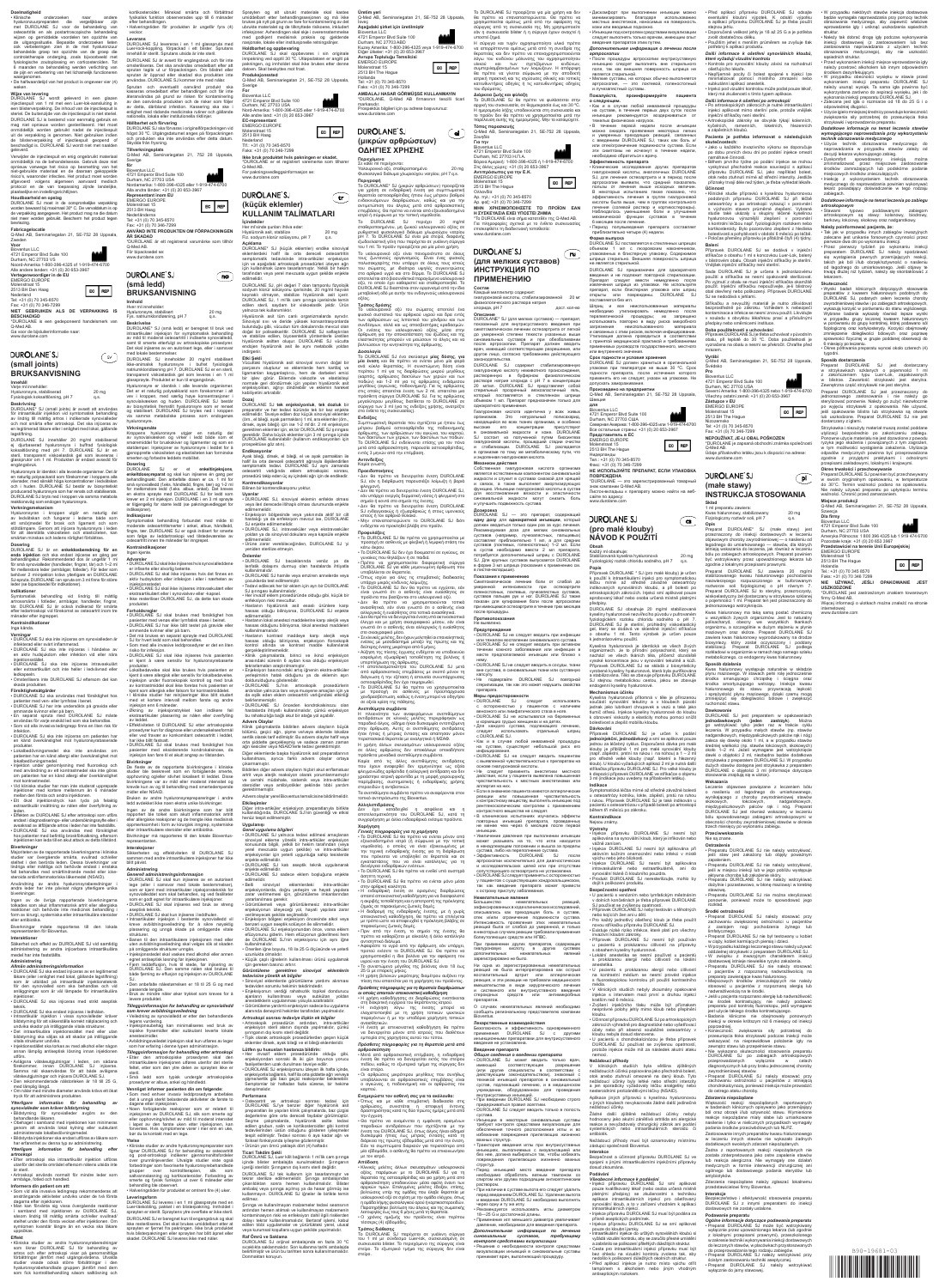# DUROLANE SJ (small joints) BRUKSANVISNING

# DUROLANE SJ (små ledd) BRUKSANVISNING

# DUROLANE SJ (küçük eklemler) KULLANIM TALİMATLARI

# DUROLANE SJ (μικρών αρθρώσεων) ΟΔΗΓΙΕΣ ΧΡΗΣΗΣ

# DUROLANE SJ (для мелких суставов) ИНСТРУКЦИЯ ПО ПРИМЕНЕНИЮ

# DUROLANE SJ (pro malé klouby) NÁVOD K POUŽITÍ

# DUROLANE SJ (malé stawy) INSTRUKCJA STOSOWANIA